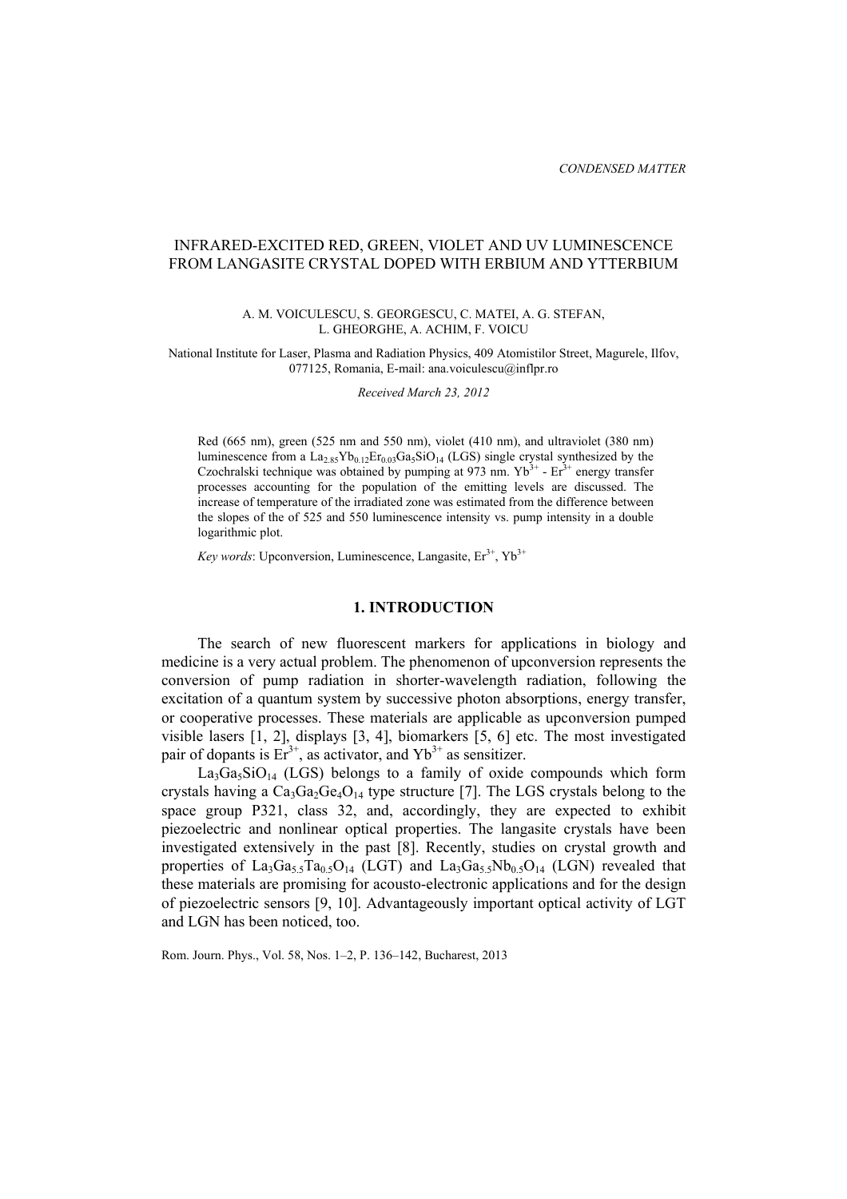CONDENSED MATTER

# INFRARED-EXCITED RED, GREEN, VIOLET AND UV LUMINESCENCE FROM LANGASITE CRYSTAL DOPED WITH ERBIUM AND YTTERBIUM

A. M. VOICULESCU, S. GEORGESCU, C. MATEI, A. G. STEFAN, L. GHEORGHE, A. ACHIM, F. VOICU

National Institute for Laser, Plasma and Radiation Physics, 409 Atomistilor Street, Magurele, Ilfov, 077125, Romania, E-mail: ana.voiculescu@inflpr.ro

*Received March 23, 2012*

Red (665 nm), green (525 nm and 550 nm), violet (410 nm), and ultraviolet (380 nm) luminescence from a $La_{2.85}Yb_{0.12}Er_{0.03}Ga_5SiO_{14}$ (LGS) single crystal synthesized by the Czochralski technique was obtained by pumping at 973 nm. $Yb^{3+}$ - $Er^{3+}$ energy transfer processes accounting for the population of the emitting levels are discussed. The increase of temperature of the irradiated zone was estimated from the difference between the slopes of the of 525 and 550 luminescence intensity vs. pump intensity in a double logarithmic plot.

*Key words*: Upconversion, Luminescence, Langasite, $Er^{3+}$, $Yb^{3+}$

## 1. INTRODUCTION

The search of new fluorescent markers for applications in biology and medicine is a very actual problem. The phenomenon of upconversion represents the conversion of pump radiation in shorter-wavelength radiation, following the excitation of a quantum system by successive photon absorptions, energy transfer, or cooperative processes. These materials are applicable as upconversion pumped visible lasers [1, 2], displays [3, 4], biomarkers [5, 6] etc. The most investigated pair of dopants is $Er^{3+}$, as activator, and $Yb^{3+}$ as sensitizer.

$La_3Ga_5SiO_{14}$ (LGS) belongs to a family of oxide compounds which form crystals having a $Ca_3Ga_2Ge_4O_{14}$ type structure [7]. The LGS crystals belong to the space group P321, class 32, and, accordingly, they are expected to exhibit piezoelectric and nonlinear optical properties. The langasite crystals have been investigated extensively in the past [8]. Recently, studies on crystal growth and properties of $La_3Ga_{5.5}Ta_{0.5}O_{14}$ (LGT) and $La_3Ga_{5.5}Nb_{0.5}O_{14}$ (LGN) revealed that these materials are promising for acousto-electronic applications and for the design of piezoelectric sensors [9, 10]. Advantageously important optical activity of LGT and LGN has been noticed, too.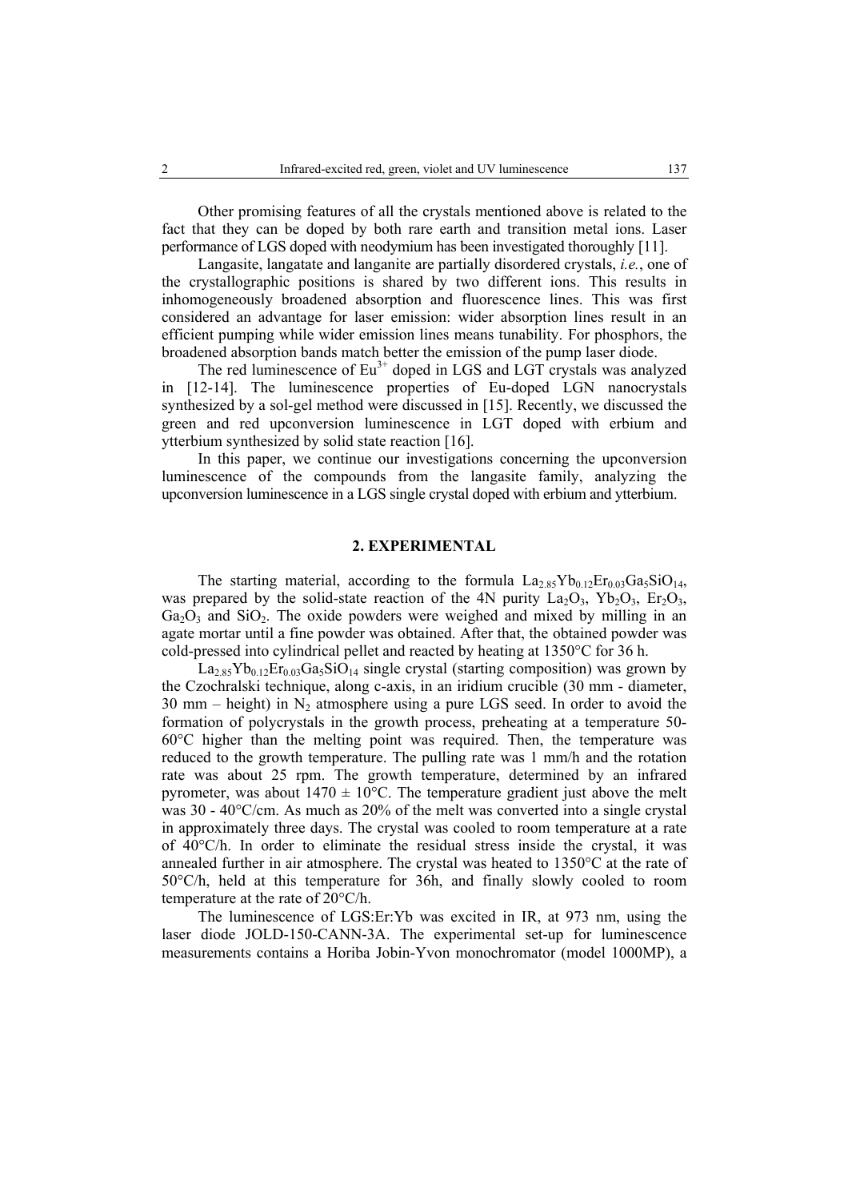Other promising features of all the crystals mentioned above is related to the fact that they can be doped by both rare earth and transition metal ions. Laser performance of LGS doped with neodymium has been investigated thoroughly [11].

Langasite, langatate and langanite are partially disordered crystals, *i.e.*, one of the crystallographic positions is shared by two different ions. This results in inhomogeneously broadened absorption and fluorescence lines. This was first considered an advantage for laser emission: wider absorption lines result in an efficient pumping while wider emission lines means tunability. For phosphors, the broadened absorption bands match better the emission of the pump laser diode.

The red luminescence of $Eu^{3+}$ doped in LGS and LGT crystals was analyzed in [12-14]. The luminescence properties of Eu-doped LGN nanocrystals synthesized by a sol-gel method were discussed in [15]. Recently, we discussed the green and red upconversion luminescence in LGT doped with erbium and ytterbium synthesized by solid state reaction [16].

In this paper, we continue our investigations concerning the upconversion luminescence of the compounds from the langasite family, analyzing the upconversion luminescence in a LGS single crystal doped with erbium and ytterbium.

## 2. EXPERIMENTAL

The starting material, according to the formula $La_{2.85}Yb_{0.12}Er_{0.03}Ga_5SiO_{14}$, was prepared by the solid-state reaction of the 4N purity $La_2O_3$, $Yb_2O_3$, $Er_2O_3$, $Ga_2O_3$ and $SiO_2$. The oxide powders were weighed and mixed by milling in an agate mortar until a fine powder was obtained. After that, the obtained powder was cold-pressed into cylindrical pellet and reacted by heating at 1350°C for 36 h.

$La_{2.85}Yb_{0.12}Er_{0.03}Ga_5SiO_{14}$ single crystal (starting composition) was grown by the Czochralski technique, along c-axis, in an iridium crucible (30 mm - diameter, 30 mm – height) in $N_2$ atmosphere using a pure LGS seed. In order to avoid the formation of polycrystals in the growth process, preheating at a temperature 50-60°C higher than the melting point was required. Then, the temperature was reduced to the growth temperature. The pulling rate was 1 mm/h and the rotation rate was about 25 rpm. The growth temperature, determined by an infrared pyrometer, was about 1470 ± 10°C. The temperature gradient just above the melt was 30 - 40°C/cm. As much as 20% of the melt was converted into a single crystal in approximately three days. The crystal was cooled to room temperature at a rate of 40°C/h. In order to eliminate the residual stress inside the crystal, it was annealed further in air atmosphere. The crystal was heated to 1350°C at the rate of 50°C/h, held at this temperature for 36h, and finally slowly cooled to room temperature at the rate of 20°C/h.

The luminescence of LGS:Er:Yb was excited in IR, at 973 nm, using the laser diode JOLD-150-CANN-3A. The experimental set-up for luminescence measurements contains a Horiba Jobin-Yvon monochromator (model 1000MP), a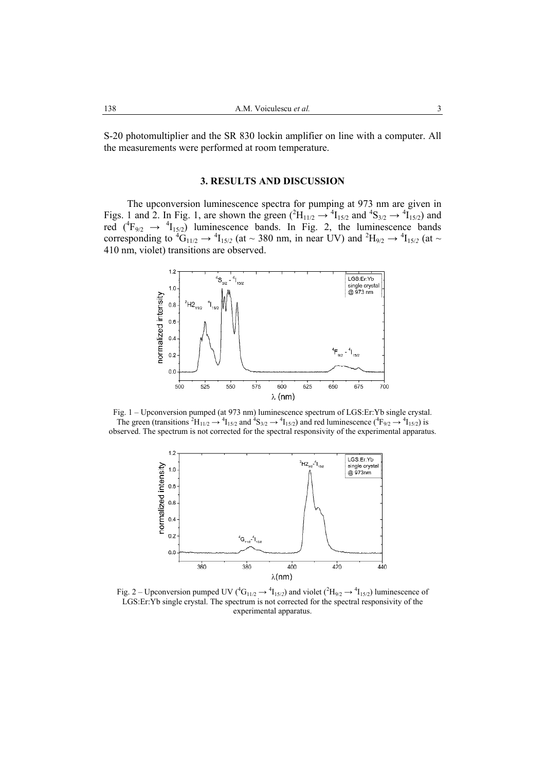S-20 photomultiplier and the SR 830 lockin amplifier on line with a computer. All the measurements were performed at room temperature.

## 3. RESULTS AND DISCUSSION

The upconversion luminescence spectra for pumping at 973 nm are given in Figs. 1 and 2. In Fig. 1, are shown the green ($^2H_{11/2} \rightarrow {}^4I_{15/2}$ and $^4S_{3/2} \rightarrow {}^4I_{15/2}$) and red ($^4F_{9/2} \rightarrow {}^4I_{15/2}$) luminescence bands. In Fig. 2, the luminescence bands corresponding to $^4G_{11/2} \rightarrow {}^4I_{15/2}$ (at ~ 380 nm, in near UV) and $^2H_{9/2} \rightarrow {}^4I_{15/2}$ (at ~ 410 nm, violet) transitions are observed.

Fig. 1 – Upconversion pumped (at 973 nm) luminescence spectrum of LGS:Er:Yb single crystal. The green (transitions $^2H_{11/2} \rightarrow {}^4I_{15/2}$ and $^4S_{3/2} \rightarrow {}^4I_{15/2}$) and red luminescence ($^4F_{9/2} \rightarrow {}^4I_{15/2}$) is observed. The spectrum is not corrected for the spectral responsivity of the experimental apparatus.

Fig. 2 – Upconversion pumped UV ($^4G_{11/2} \rightarrow {}^4I_{15/2}$) and violet ($^2H_{9/2} \rightarrow {}^4I_{15/2}$) luminescence of LGS:Er:Yb single crystal. The spectrum is not corrected for the spectral responsivity of the experimental apparatus.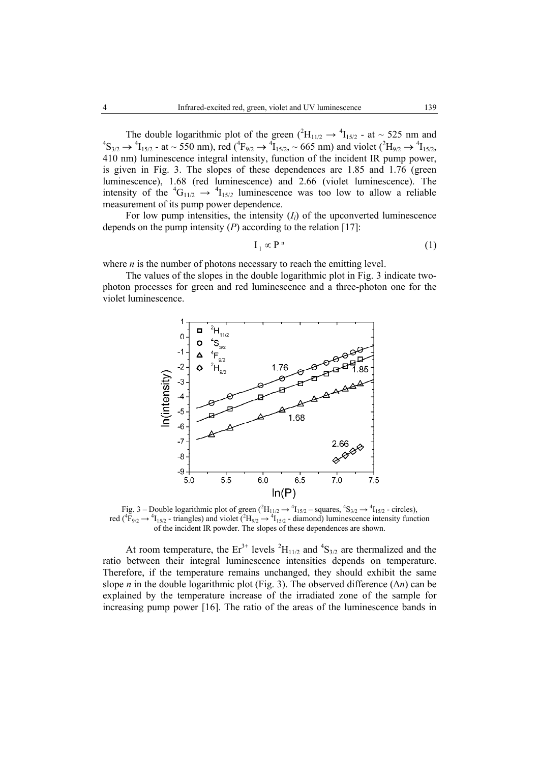The double logarithmic plot of the green ($^2H_{11/2} \rightarrow {}^4I_{15/2}$ - at ~ 525 nm and $^4S_{3/2} \rightarrow {}^4I_{15/2}$ - at ~ 550 nm), red ($^4F_{9/2} \rightarrow {}^4I_{15/2}$, ~ 665 nm) and violet ($^2H_{9/2} \rightarrow {}^4I_{15/2}$, 410 nm) luminescence integral intensity, function of the incident IR pump power, is given in Fig. 3. The slopes of these dependences are 1.85 and 1.76 (green luminescence), 1.68 (red luminescence) and 2.66 (violet luminescence). The intensity of the $^4G_{11/2} \rightarrow {}^4I_{15/2}$ luminescence was too low to allow a reliable measurement of its pump power dependence.

For low pump intensities, the intensity ($I_l$) of the upconverted luminescence depends on the pump intensity ($P$) according to the relation [17]:

$$I_l \propto P^n \tag{1}$$

where $n$ is the number of photons necessary to reach the emitting level.

The values of the slopes in the double logarithmic plot in Fig. 3 indicate two-photon processes for green and red luminescence and a three-photon one for the violet luminescence.

Fig. 3 – Double logarithmic plot of green ($^2H_{11/2} \rightarrow {}^4I_{15/2}$ – squares, $^4S_{3/2} \rightarrow {}^4I_{15/2}$ - circles), red ($^4F_{9/2} \rightarrow {}^4I_{15/2}$ - triangles) and violet ($^2H_{9/2} \rightarrow {}^4I_{15/2}$ - diamond) luminescence intensity function of the incident IR powder. The slopes of these dependences are shown.

At room temperature, the $Er^{3+}$ levels $^2H_{11/2}$ and $^4S_{3/2}$ are thermalized and the ratio between their integral luminescence intensities depends on temperature. Therefore, if the temperature remains unchanged, they should exhibit the same slope $n$ in the double logarithmic plot (Fig. 3). The observed difference ($\Delta n$) can be explained by the temperature increase of the irradiated zone of the sample for increasing pump power [16]. The ratio of the areas of the luminescence bands in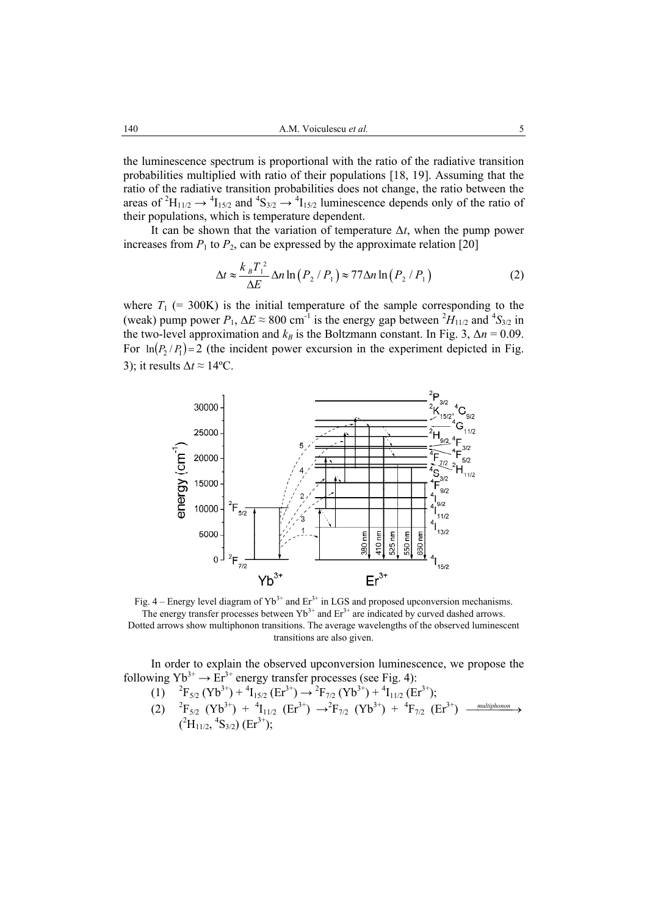the luminescence spectrum is proportional with the ratio of the radiative transition probabilities multiplied with ratio of their populations [18, 19]. Assuming that the ratio of the radiative transition probabilities does not change, the ratio between the areas of $^2H_{11/2} \rightarrow {}^4I_{15/2}$ and $^4S_{3/2} \rightarrow {}^4I_{15/2}$ luminescence depends only of the ratio of their populations, which is temperature dependent.

It can be shown that the variation of temperature $\Delta t$, when the pump power increases from $P_1$ to $P_2$, can be expressed by the approximate relation [20]

$$\Delta t \approx \frac{k_B T_1^2}{\Delta E} \Delta n \ln\left(P_2 / P_1\right) \approx 77 \Delta n \ln\left(P_2 / P_1\right) \tag{2}$$

where $T_1$ (= 300K) is the initial temperature of the sample corresponding to the (weak) pump power $P_1$, $\Delta E \approx 800$ cm$^{-1}$ is the energy gap between $^2H_{11/2}$ and $^4S_{3/2}$ in the two-level approximation and $k_B$ is the Boltzmann constant. In Fig. 3, $\Delta n = 0.09$. For $\ln\left(P_2 / P_1\right) = 2$ (the incident power excursion in the experiment depicted in Fig. 3); it results $\Delta t \approx 14$ºC.

Fig. 4 – Energy level diagram of $Yb^{3+}$ and $Er^{3+}$ in LGS and proposed upconversion mechanisms. The energy transfer processes between $Yb^{3+}$ and $Er^{3+}$ are indicated by curved dashed arrows. Dotted arrows show multiphonon transitions. The average wavelengths of the observed luminescent transitions are also given.

In order to explain the observed upconversion luminescence, we propose the following $Yb^{3+} \rightarrow Er^{3+}$ energy transfer processes (see Fig. 4):

(1) $^2F_{5/2}$ ($Yb^{3+}$) + $^4I_{15/2}$ ($Er^{3+}$) $\rightarrow$ $^2F_{7/2}$ ($Yb^{3+}$) + $^4I_{11/2}$ ($Er^{3+}$);

(2) $^2F_{5/2}$ ($Yb^{3+}$) + $^4I_{11/2}$ ($Er^{3+}$) $\rightarrow$ $^2F_{7/2}$ ($Yb^{3+}$) + $^4F_{7/2}$ ($Er^{3+}$) $\xrightarrow{multiphonon}$ ($^2H_{11/2}$, $^4S_{3/2}$) ($Er^{3+}$);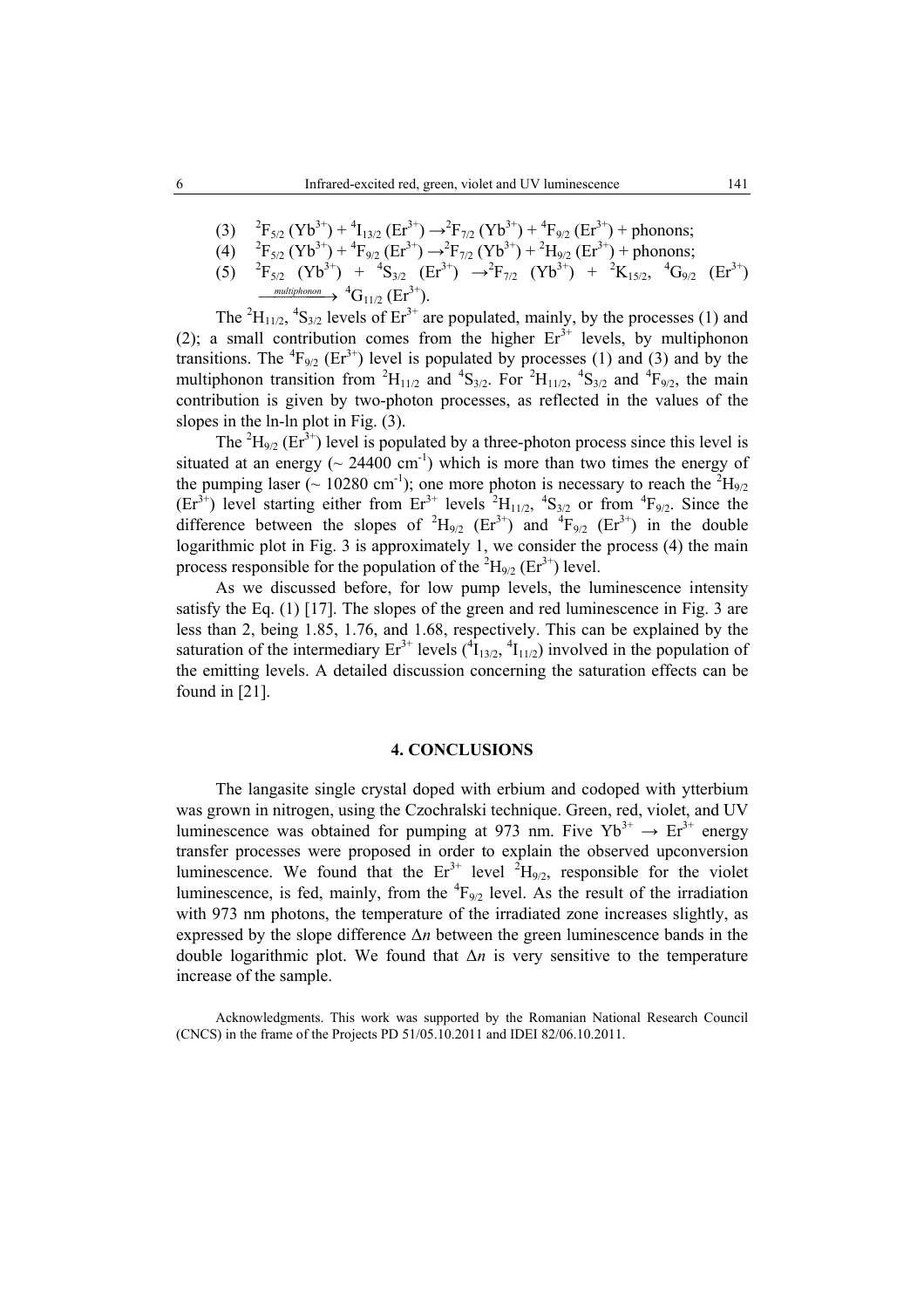(3) $^2F_{5/2}$ ($Yb^{3+}$) + $^4I_{13/2}$ ($Er^{3+}$) $\rightarrow$ $^2F_{7/2}$ ($Yb^{3+}$) + $^4F_{9/2}$ ($Er^{3+}$) + phonons;

(4) $^2F_{5/2}$ ($Yb^{3+}$) + $^4F_{9/2}$ ($Er^{3+}$) $\rightarrow$ $^2F_{7/2}$ ($Yb^{3+}$) + $^2H_{9/2}$ ($Er^{3+}$) + phonons;

(5) $^2F_{5/2}$ ($Yb^{3+}$) + $^4S_{3/2}$ ($Er^{3+}$) $\rightarrow$ $^2F_{7/2}$ ($Yb^{3+}$) + $^2K_{15/2}$, $^4G_{9/2}$ ($Er^{3+}$) $\xrightarrow{multiphonon}$ $^4G_{11/2}$ ($Er^{3+}$).

The $^2H_{11/2}$, $^4S_{3/2}$ levels of $Er^{3+}$ are populated, mainly, by the processes (1) and (2); a small contribution comes from the higher $Er^{3+}$ levels, by multiphonon transitions. The $^4F_{9/2}$ ($Er^{3+}$) level is populated by processes (1) and (3) and by the multiphonon transition from $^2H_{11/2}$ and $^4S_{3/2}$. For $^2H_{11/2}$, $^4S_{3/2}$ and $^4F_{9/2}$, the main contribution is given by two-photon processes, as reflected in the values of the slopes in the ln-ln plot in Fig. (3).

The $^2H_{9/2}$ ($Er^{3+}$) level is populated by a three-photon process since this level is situated at an energy (~ 24400 $cm^{-1}$) which is more than two times the energy of the pumping laser (~ 10280 $cm^{-1}$); one more photon is necessary to reach the $^2H_{9/2}$ ($Er^{3+}$) level starting either from $Er^{3+}$ levels $^2H_{11/2}$, $^4S_{3/2}$ or from $^4F_{9/2}$. Since the difference between the slopes of $^2H_{9/2}$ ($Er^{3+}$) and $^4F_{9/2}$ ($Er^{3+}$) in the double logarithmic plot in Fig. 3 is approximately 1, we consider the process (4) the main process responsible for the population of the $^2H_{9/2}$ ($Er^{3+}$) level.

As we discussed before, for low pump levels, the luminescence intensity satisfy the Eq. (1) [17]. The slopes of the green and red luminescence in Fig. 3 are less than 2, being 1.85, 1.76, and 1.68, respectively. This can be explained by the saturation of the intermediary $Er^{3+}$ levels ($^4I_{13/2}$, $^4I_{11/2}$) involved in the population of the emitting levels. A detailed discussion concerning the saturation effects can be found in [21].

## 4. CONCLUSIONS

The langasite single crystal doped with erbium and codoped with ytterbium was grown in nitrogen, using the Czochralski technique. Green, red, violet, and UV luminescence was obtained for pumping at 973 nm. Five $Yb^{3+} \rightarrow Er^{3+}$ energy transfer processes were proposed in order to explain the observed upconversion luminescence. We found that the $Er^{3+}$ level $^2H_{9/2}$, responsible for the violet luminescence, is fed, mainly, from the $^4F_{9/2}$ level. As the result of the irradiation with 973 nm photons, the temperature of the irradiated zone increases slightly, as expressed by the slope difference $\Delta n$ between the green luminescence bands in the double logarithmic plot. We found that $\Delta n$ is very sensitive to the temperature increase of the sample.

Acknowledgments. This work was supported by the Romanian National Research Council (CNCS) in the frame of the Projects PD 51/05.10.2011 and IDEI 82/06.10.2011.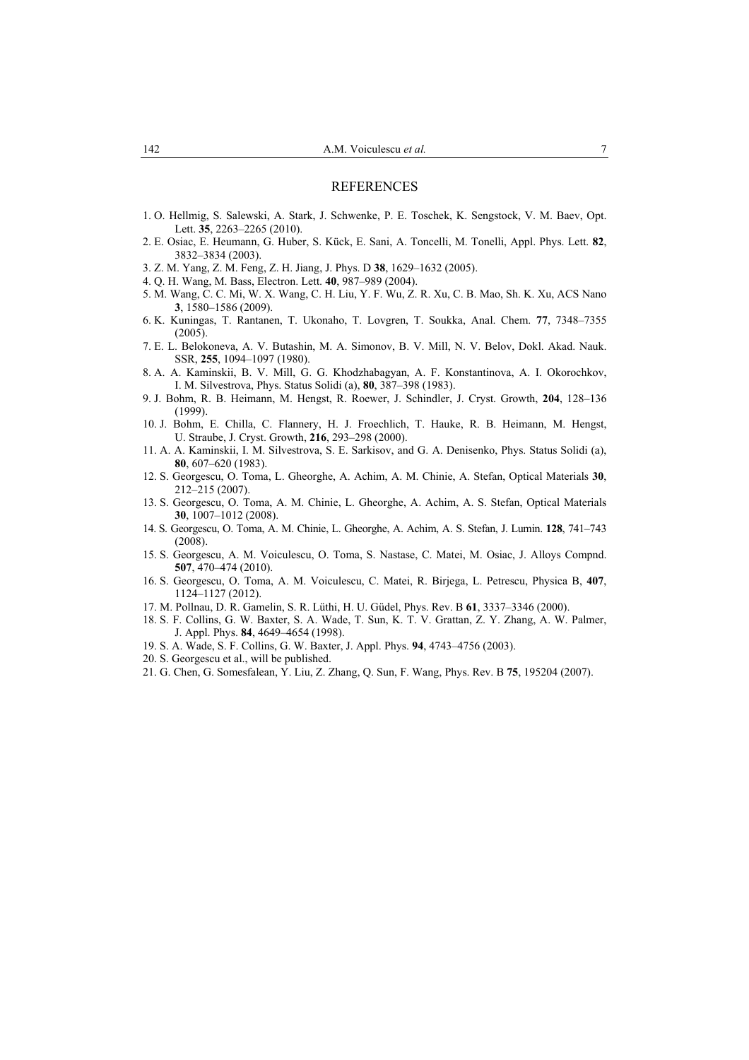## REFERENCES

1. O. Hellmig, S. Salewski, A. Stark, J. Schwenke, P. E. Toschek, K. Sengstock, V. M. Baev, Opt. Lett. **35**, 2263–2265 (2010).
2. E. Osiac, E. Heumann, G. Huber, S. Kück, E. Sani, A. Toncelli, M. Tonelli, Appl. Phys. Lett. **82**, 3832–3834 (2003).
3. Z. M. Yang, Z. M. Feng, Z. H. Jiang, J. Phys. D **38**, 1629–1632 (2005).
4. Q. H. Wang, M. Bass, Electron. Lett. **40**, 987–989 (2004).
5. M. Wang, C. C. Mi, W. X. Wang, C. H. Liu, Y. F. Wu, Z. R. Xu, C. B. Mao, Sh. K. Xu, ACS Nano **3**, 1580–1586 (2009).
6. K. Kuningas, T. Rantanen, T. Ukonaho, T. Lovgren, T. Soukka, Anal. Chem. **77**, 7348–7355 (2005).
7. E. L. Belokoneva, A. V. Butashin, M. A. Simonov, B. V. Mill, N. V. Belov, Dokl. Akad. Nauk. SSR, **255**, 1094–1097 (1980).
8. A. A. Kaminskii, B. V. Mill, G. G. Khodzhabagyan, A. F. Konstantinova, A. I. Okorochkov, I. M. Silvestrova, Phys. Status Solidi (a), **80**, 387–398 (1983).
9. J. Bohm, R. B. Heimann, M. Hengst, R. Roewer, J. Schindler, J. Cryst. Growth, **204**, 128–136 (1999).
10. J. Bohm, E. Chilla, C. Flannery, H. J. Froechlich, T. Hauke, R. B. Heimann, M. Hengst, U. Straube, J. Cryst. Growth, **216**, 293–298 (2000).
11. A. A. Kaminskii, I. M. Silvestrova, S. E. Sarkisov, and G. A. Denisenko, Phys. Status Solidi (a), **80**, 607–620 (1983).
12. S. Georgescu, O. Toma, L. Gheorghe, A. Achim, A. M. Chinie, A. Stefan, Optical Materials **30**, 212–215 (2007).
13. S. Georgescu, O. Toma, A. M. Chinie, L. Gheorghe, A. Achim, A. S. Stefan, Optical Materials **30**, 1007–1012 (2008).
14. S. Georgescu, O. Toma, A. M. Chinie, L. Gheorghe, A. Achim, A. S. Stefan, J. Lumin. **128**, 741–743 (2008).
15. S. Georgescu, A. M. Voiculescu, O. Toma, S. Nastase, C. Matei, M. Osiac, J. Alloys Compnd. **507**, 470–474 (2010).
16. S. Georgescu, O. Toma, A. M. Voiculescu, C. Matei, R. Birjega, L. Petrescu, Physica B, **407**, 1124–1127 (2012).
17. M. Pollnau, D. R. Gamelin, S. R. Lüthi, H. U. Güdel, Phys. Rev. B **61**, 3337–3346 (2000).
18. S. F. Collins, G. W. Baxter, S. A. Wade, T. Sun, K. T. V. Grattan, Z. Y. Zhang, A. W. Palmer, J. Appl. Phys. **84**, 4649–4654 (1998).
19. S. A. Wade, S. F. Collins, G. W. Baxter, J. Appl. Phys. **94**, 4743–4756 (2003).
20. S. Georgescu et al., will be published.
21. G. Chen, G. Somesfalean, Y. Liu, Z. Zhang, Q. Sun, F. Wang, Phys. Rev. B **75**, 195204 (2007).